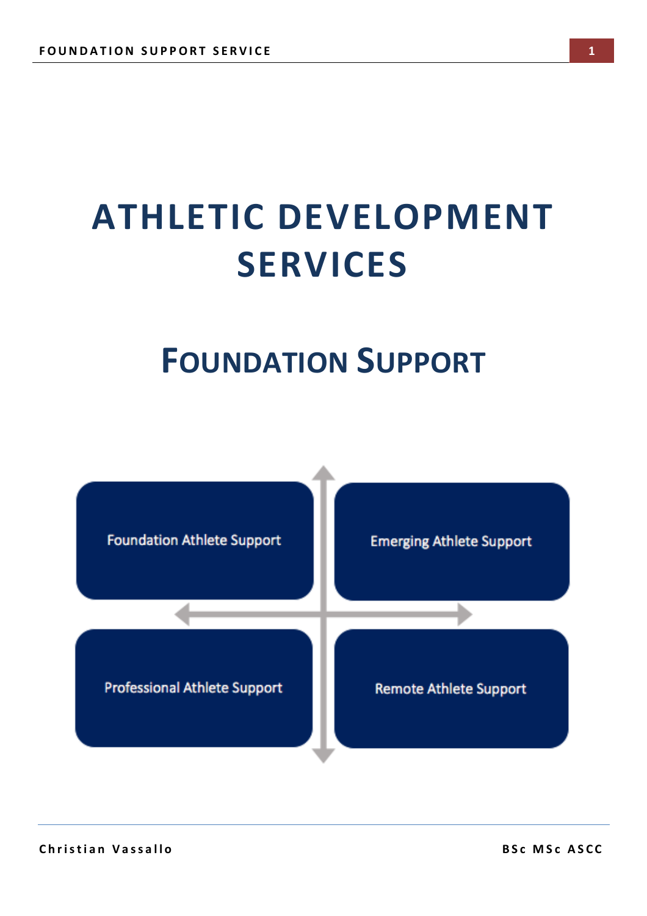# ATHLETIC DEVELOPMENT SERVICES

## FOUNDATION SUPPORT

Foundation Athlete Support

Emerging Athlete Support

Professional Athlete Support

Remote Athlete Support

**Christian Vassallo** **BSc MSc ASCC**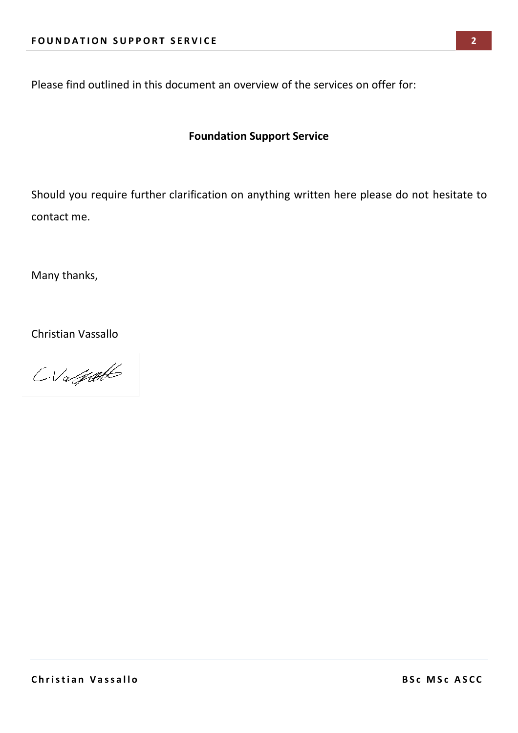Please find outlined in this document an overview of the services on offer for:

**Foundation Support Service**

Should you require further clarification on anything written here please do not hesitate to contact me.

Many thanks,

Christian Vassallo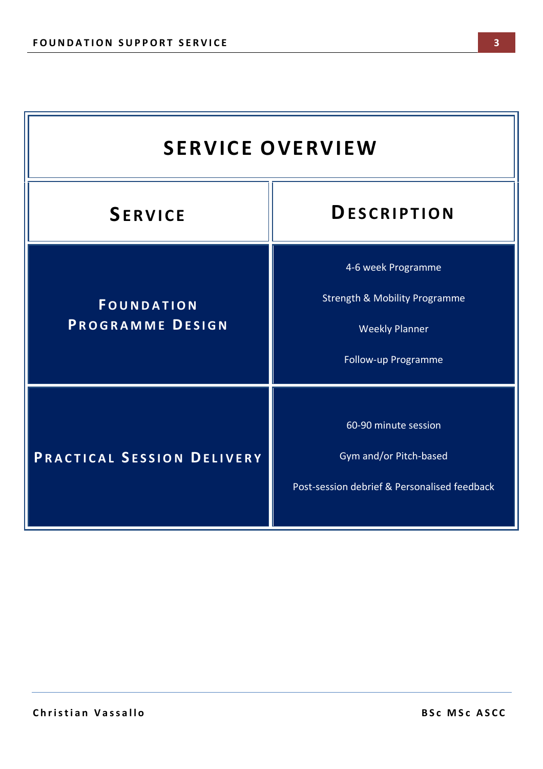# SERVICE OVERVIEW

| SERVICE | DESCRIPTION |
|---|---|
| FOUNDATION PROGRAMME DESIGN | 4-6 week Programme<br><br>Strength & Mobility Programme<br><br>Weekly Planner<br><br>Follow-up Programme |
| PRACTICAL SESSION DELIVERY | 60-90 minute session<br><br>Gym and/or Pitch-based<br><br>Post-session debrief & Personalised feedback |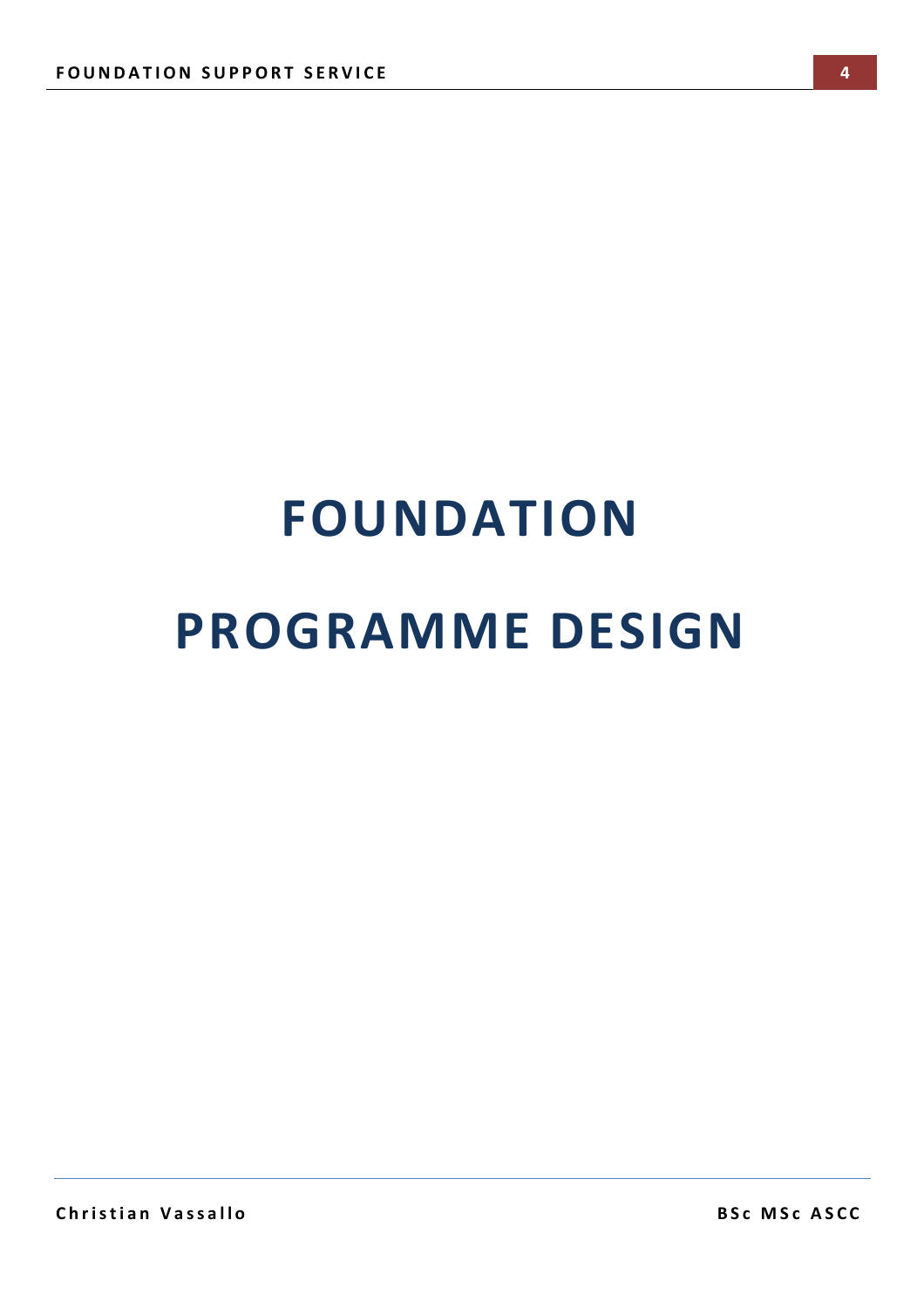# FOUNDATION PROGRAMME DESIGN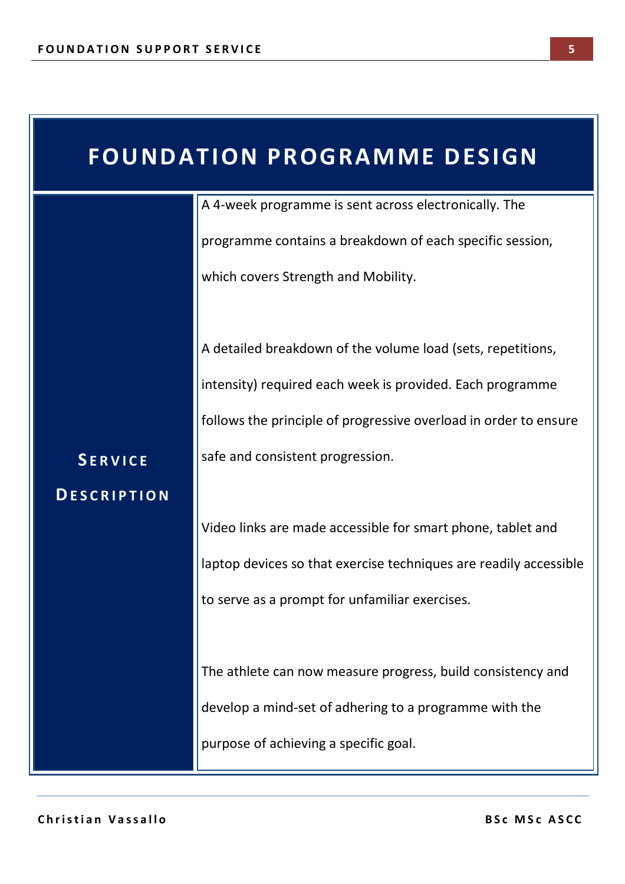# FOUNDATION PROGRAMME DESIGN

| Service Description | |
|---|---|
| **Service Description** | A 4-week programme is sent across electronically. The programme contains a breakdown of each specific session, which covers Strength and Mobility.<br><br>A detailed breakdown of the volume load (sets, repetitions, intensity) required each week is provided. Each programme follows the principle of progressive overload in order to ensure safe and consistent progression.<br><br>Video links are made accessible for smart phone, tablet and laptop devices so that exercise techniques are readily accessible to serve as a prompt for unfamiliar exercises.<br><br>The athlete can now measure progress, build consistency and develop a mind-set of adhering to a programme with the purpose of achieving a specific goal. |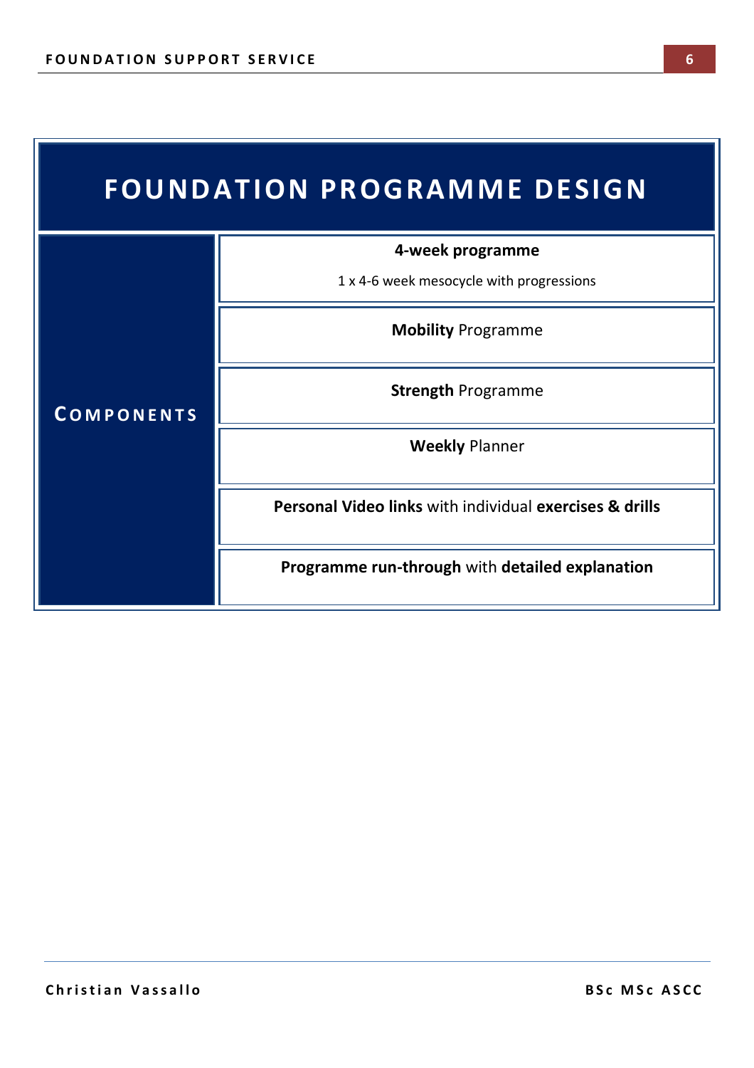# FOUNDATION PROGRAMME DESIGN

| Components | |
|---|---|
| **Components** | **4-week programme**<br>1 x 4-6 week mesocycle with progressions |
| | **Mobility** Programme |
| | **Strength** Programme |
| | **Weekly** Planner |
| | **Personal Video links** with individual **exercises & drills** |
| | **Programme run-through** with **detailed explanation** |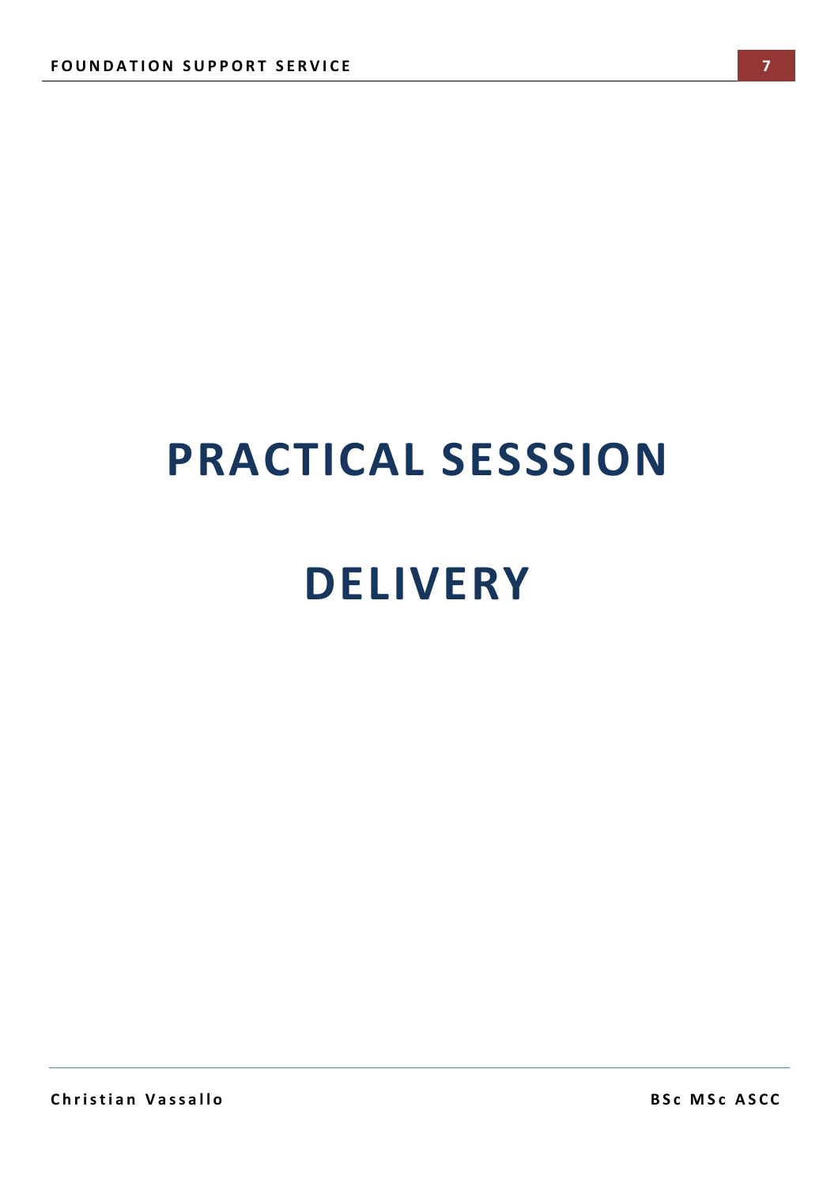# PRACTICAL SESSSION

# DELIVERY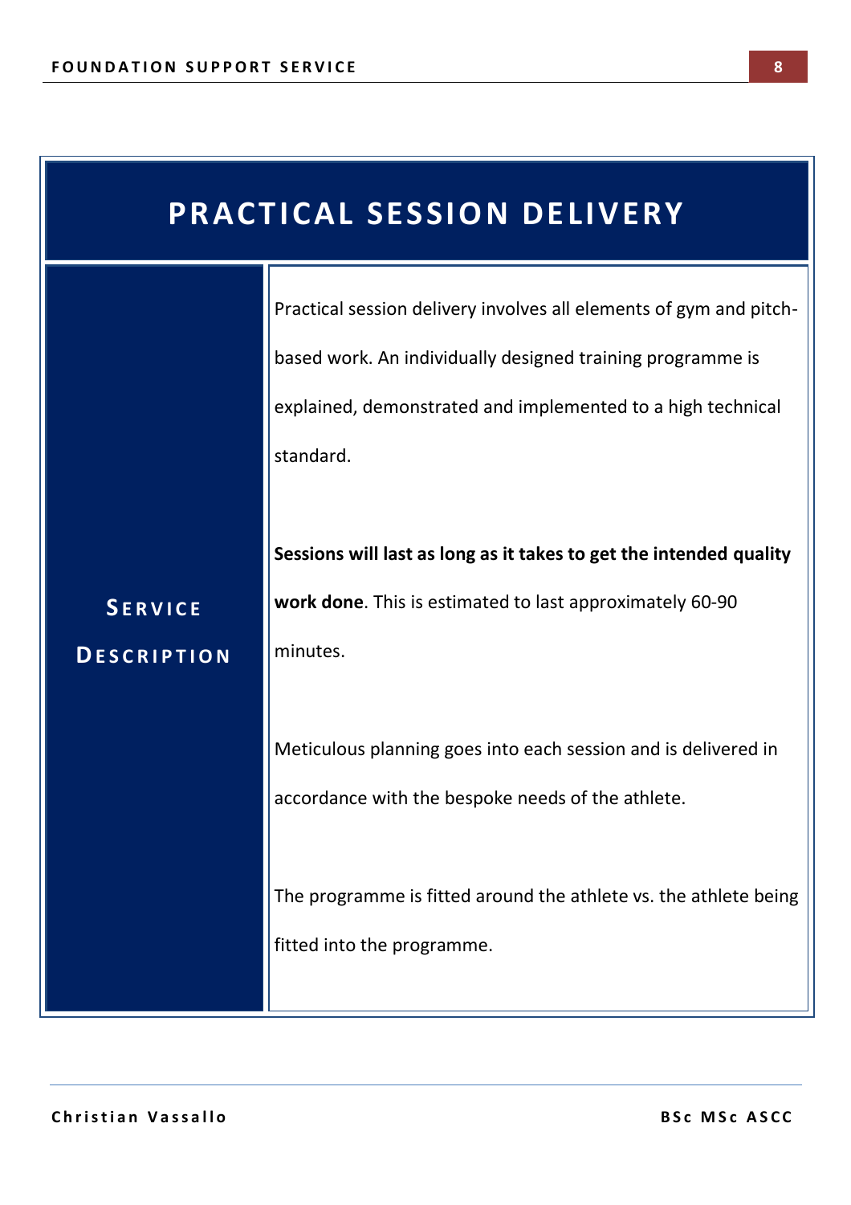# PRACTICAL SESSION DELIVERY

| Service Description | |
|---|---|
| **Service Description** | Practical session delivery involves all elements of gym and pitch-based work. An individually designed training programme is explained, demonstrated and implemented to a high technical standard.<br><br>**Sessions will last as long as it takes to get the intended quality work done**. This is estimated to last approximately 60-90 minutes.<br><br>Meticulous planning goes into each session and is delivered in accordance with the bespoke needs of the athlete.<br><br>The programme is fitted around the athlete vs. the athlete being fitted into the programme. |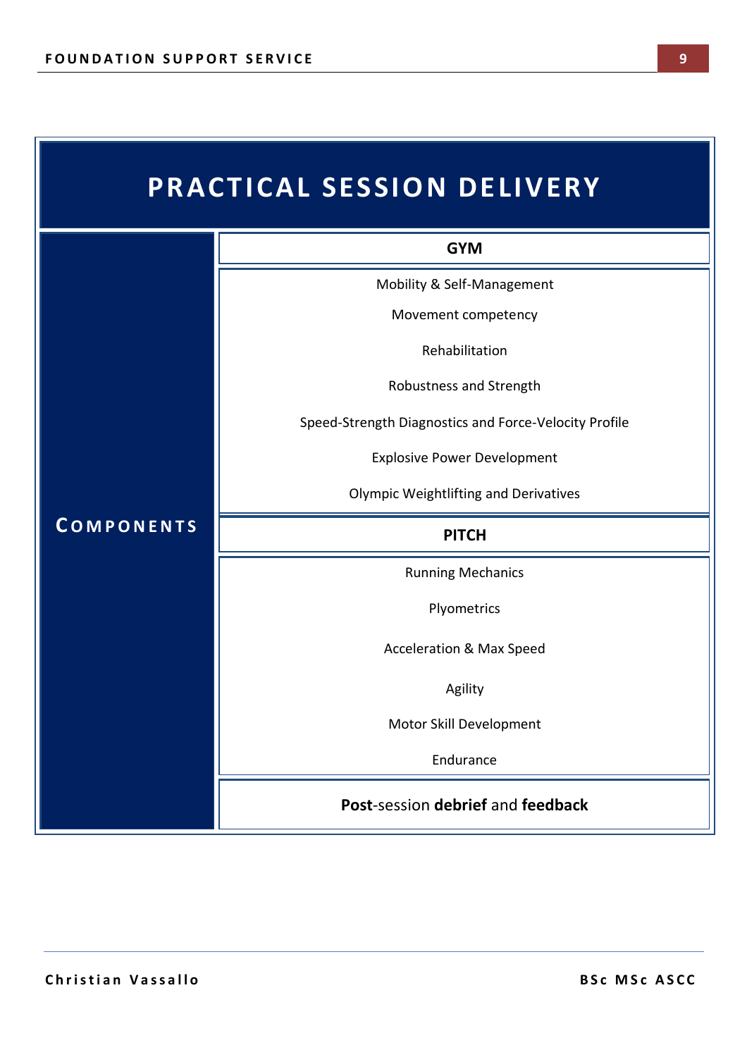# PRACTICAL SESSION DELIVERY

| | |
|---|---|
| **COMPONENTS** | **GYM** |
| | Mobility & Self-Management |
| | Movement competency |
| | Rehabilitation |
| | Robustness and Strength |
| | Speed-Strength Diagnostics and Force-Velocity Profile |
| | Explosive Power Development |
| | Olympic Weightlifting and Derivatives |
| | **PITCH** |
| | Running Mechanics |
| | Plyometrics |
| | Acceleration & Max Speed |
| | Agility |
| | Motor Skill Development |
| | Endurance |
| | **Post**-session **debrief** and **feedback** |